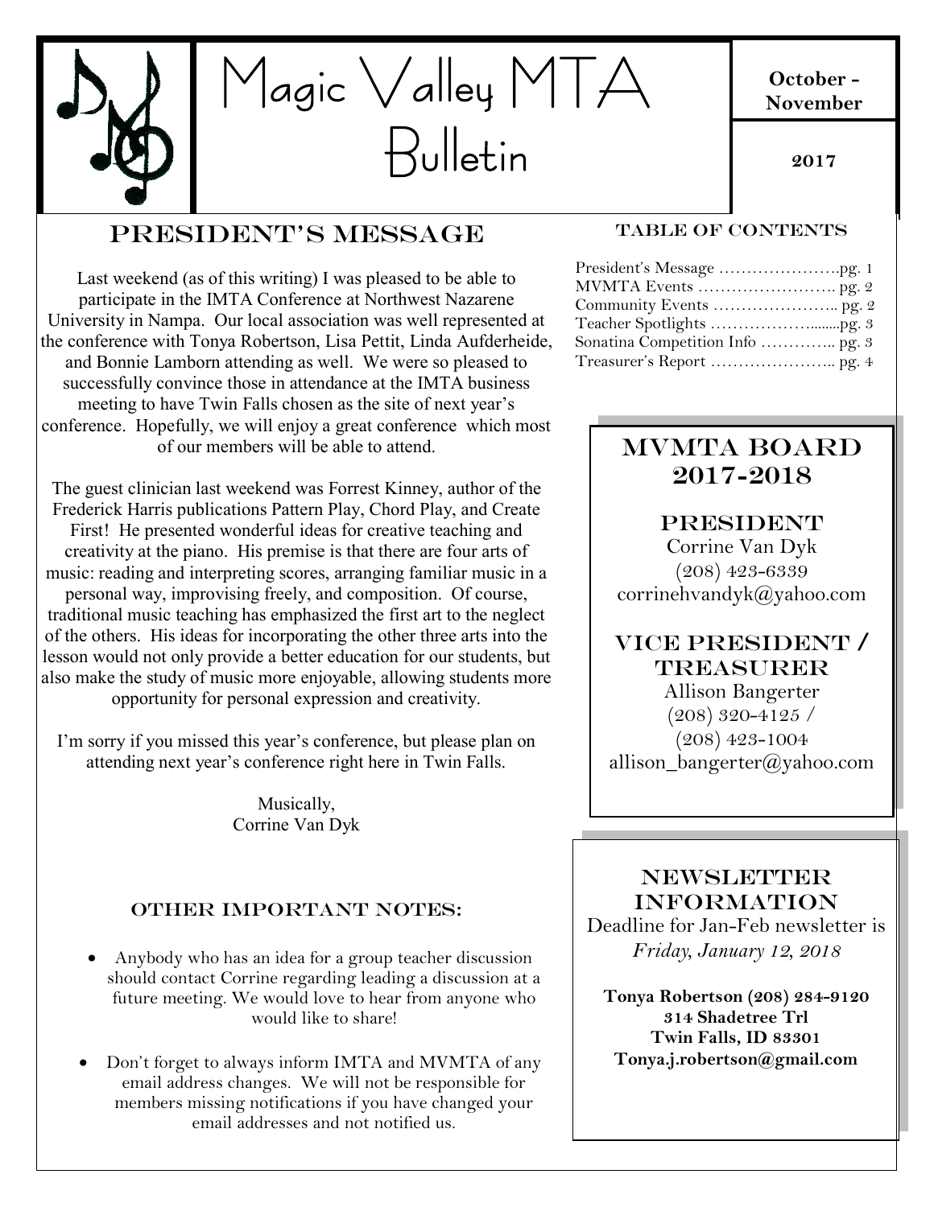# Magic Valley MTA Bulletin

**October - November**

**2017**

## President's Message

Last weekend (as of this writing) I was pleased to be able to participate in the IMTA Conference at Northwest Nazarene University in Nampa. Our local association was well represented at the conference with Tonya Robertson, Lisa Pettit, Linda Aufderheide, and Bonnie Lamborn attending as well. We were so pleased to successfully convince those in attendance at the IMTA business meeting to have Twin Falls chosen as the site of next year's conference. Hopefully, we will enjoy a great conference which most of our members will be able to attend.

The guest clinician last weekend was Forrest Kinney, author of the Frederick Harris publications Pattern Play, Chord Play, and Create First! He presented wonderful ideas for creative teaching and creativity at the piano. His premise is that there are four arts of music: reading and interpreting scores, arranging familiar music in a personal way, improvising freely, and composition. Of course, traditional music teaching has emphasized the first art to the neglect of the others. His ideas for incorporating the other three arts into the lesson would not only provide a better education for our students, but also make the study of music more enjoyable, allowing students more opportunity for personal expression and creativity.

I'm sorry if you missed this year's conference, but please plan on attending next year's conference right here in Twin Falls.

Musically,
Corrine Van Dyk

### Other Important Notes:

- Anybody who has an idea for a group teacher discussion should contact Corrine regarding leading a discussion at a future meeting. We would love to hear from anyone who would like to share!
- Don't forget to always inform IMTA and MVMTA of any email address changes. We will not be responsible for members missing notifications if you have changed your email addresses and not notified us.

### Table of Contents

President's Message ………………….pg. 1
MVMTA Events ……………………. pg. 2
Community Events ………………….. pg. 2
Teacher Spotlights ……………….......pg. 3
Sonatina Competition Info ………….. pg. 3
Treasurer's Report ………………….. pg. 4

## MVMTA Board 2017-2018

### President

Corrine Van Dyk
(208) 423-6339
corrinehvandyk@yahoo.com

### Vice President / Treasurer

Allison Bangerter
(208) 320-4125 /
(208) 423-1004
allison_bangerter@yahoo.com

## Newsletter Information

Deadline for Jan-Feb newsletter is *Friday, January 12, 2018*

**Tonya Robertson (208) 284-9120**
**314 Shadetree Trl**
**Twin Falls, ID 83301**
**Tonya.j.robertson@gmail.com**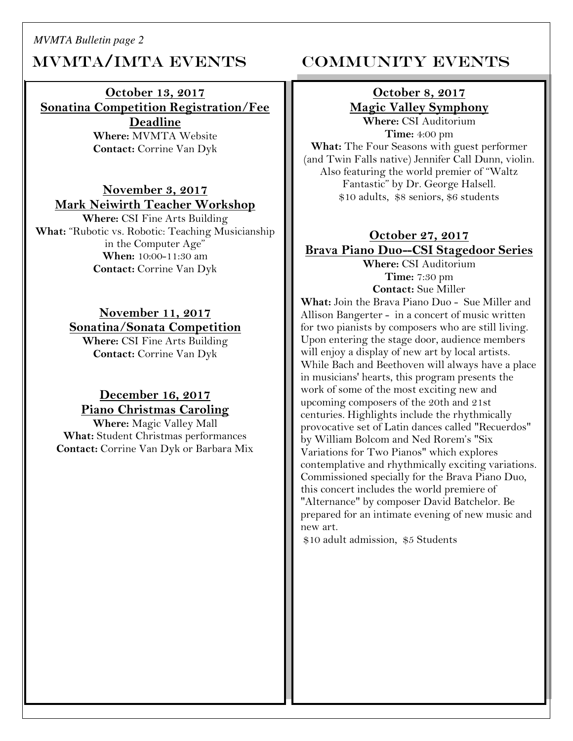# MVMTA/IMTA EVENTS

### October 13, 2017
### Sonatina Competition Registration/Fee Deadline

**Where:** MVMTA Website
**Contact:** Corrine Van Dyk

### November 3, 2017
### Mark Neiwirth Teacher Workshop

**Where:** CSI Fine Arts Building
**What:** "Rubotic vs. Robotic: Teaching Musicianship in the Computer Age"
**When:** 10:00-11:30 am
**Contact:** Corrine Van Dyk

### November 11, 2017
### Sonatina/Sonata Competition

**Where:** CSI Fine Arts Building
**Contact:** Corrine Van Dyk

### December 16, 2017
### Piano Christmas Caroling

**Where:** Magic Valley Mall
**What:** Student Christmas performances
**Contact:** Corrine Van Dyk or Barbara Mix

# COMMUNITY EVENTS

### October 8, 2017
### Magic Valley Symphony

**Where:** CSI Auditorium
**Time:** 4:00 pm
**What:** The Four Seasons with guest performer (and Twin Falls native) Jennifer Call Dunn, violin. Also featuring the world premier of "Waltz Fantastic" by Dr. George Halsell.
$10 adults, $8 seniors, $6 students

### October 27, 2017
### Brava Piano Duo--CSI Stagedoor Series

**Where:** CSI Auditorium
**Time:** 7:30 pm
**Contact:** Sue Miller
**What:** Join the Brava Piano Duo - Sue Miller and Allison Bangerter - in a concert of music written for two pianists by composers who are still living. Upon entering the stage door, audience members will enjoy a display of new art by local artists. While Bach and Beethoven will always have a place in musicians' hearts, this program presents the work of some of the most exciting new and upcoming composers of the 20th and 21st centuries. Highlights include the rhythmically provocative set of Latin dances called "Recuerdos" by William Bolcom and Ned Rorem's "Six Variations for Two Pianos" which explores contemplative and rhythmically exciting variations. Commissioned specially for the Brava Piano Duo, this concert includes the world premiere of "Alternance" by composer David Batchelor. Be prepared for an intimate evening of new music and new art.
$10 adult admission, $5 Students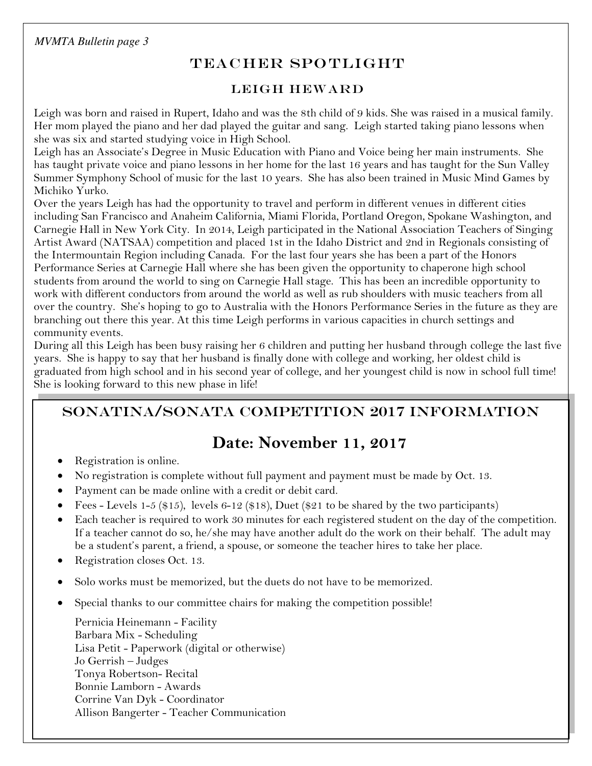## Teacher Spotlight

### Leigh Heward

Leigh was born and raised in Rupert, Idaho and was the 8th child of 9 kids. She was raised in a musical family. Her mom played the piano and her dad played the guitar and sang. Leigh started taking piano lessons when she was six and started studying voice in High School.

Leigh has an Associate's Degree in Music Education with Piano and Voice being her main instruments. She has taught private voice and piano lessons in her home for the last 16 years and has taught for the Sun Valley Summer Symphony School of music for the last 10 years. She has also been trained in Music Mind Games by Michiko Yurko.

Over the years Leigh has had the opportunity to travel and perform in different venues in different cities including San Francisco and Anaheim California, Miami Florida, Portland Oregon, Spokane Washington, and Carnegie Hall in New York City. In 2014, Leigh participated in the National Association Teachers of Singing Artist Award (NATSAA) competition and placed 1st in the Idaho District and 2nd in Regionals consisting of the Intermountain Region including Canada. For the last four years she has been a part of the Honors Performance Series at Carnegie Hall where she has been given the opportunity to chaperone high school students from around the world to sing on Carnegie Hall stage. This has been an incredible opportunity to work with different conductors from around the world as well as rub shoulders with music teachers from all over the country. She's hoping to go to Australia with the Honors Performance Series in the future as they are branching out there this year. At this time Leigh performs in various capacities in church settings and community events.

During all this Leigh has been busy raising her 6 children and putting her husband through college the last five years. She is happy to say that her husband is finally done with college and working, her oldest child is graduated from high school and in his second year of college, and her youngest child is now in school full time! She is looking forward to this new phase in life!

## Sonatina/Sonata Competition 2017 Information

### Date: November 11, 2017

- Registration is online.
- No registration is complete without full payment and payment must be made by Oct. 13.
- Payment can be made online with a credit or debit card.
- Fees - Levels 1-5 ($15), levels 6-12 ($18), Duet ($21 to be shared by the two participants)
- Each teacher is required to work 30 minutes for each registered student on the day of the competition. If a teacher cannot do so, he/she may have another adult do the work on their behalf. The adult may be a student's parent, a friend, a spouse, or someone the teacher hires to take her place.
- Registration closes Oct. 13.
- Solo works must be memorized, but the duets do not have to be memorized.
- Special thanks to our committee chairs for making the competition possible!

  Pernicia Heinemann - Facility
  Barbara Mix - Scheduling
  Lisa Petit - Paperwork (digital or otherwise)
  Jo Gerrish – Judges
  Tonya Robertson- Recital
  Bonnie Lamborn - Awards
  Corrine Van Dyk - Coordinator
  Allison Bangerter - Teacher Communication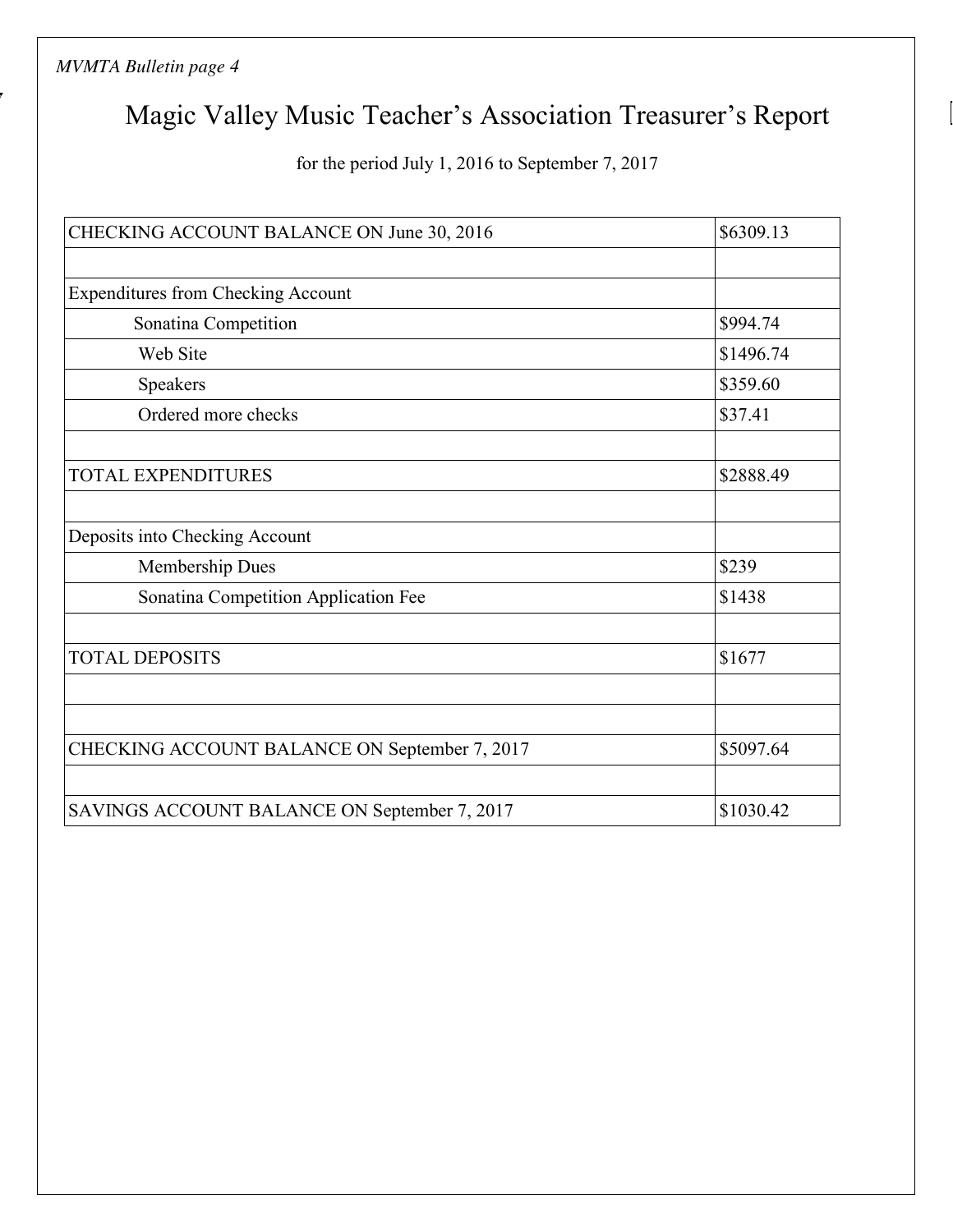# Magic Valley Music Teacher's Association Treasurer's Report

for the period July 1, 2016 to September 7, 2017

| | |
|---|---|
| CHECKING ACCOUNT BALANCE ON June 30, 2016 | $6309.13 |
| | |
| Expenditures from Checking Account | |
| Sonatina Competition | $994.74 |
| Web Site | $1496.74 |
| Speakers | $359.60 |
| Ordered more checks | $37.41 |
| | |
| TOTAL EXPENDITURES | $2888.49 |
| | |
| Deposits into Checking Account | |
| Membership Dues | $239 |
| Sonatina Competition Application Fee | $1438 |
| | |
| TOTAL DEPOSITS | $1677 |
| | |
| | |
| CHECKING ACCOUNT BALANCE ON September 7, 2017 | $5097.64 |
| | |
| SAVINGS ACCOUNT BALANCE ON September 7, 2017 | $1030.42 |